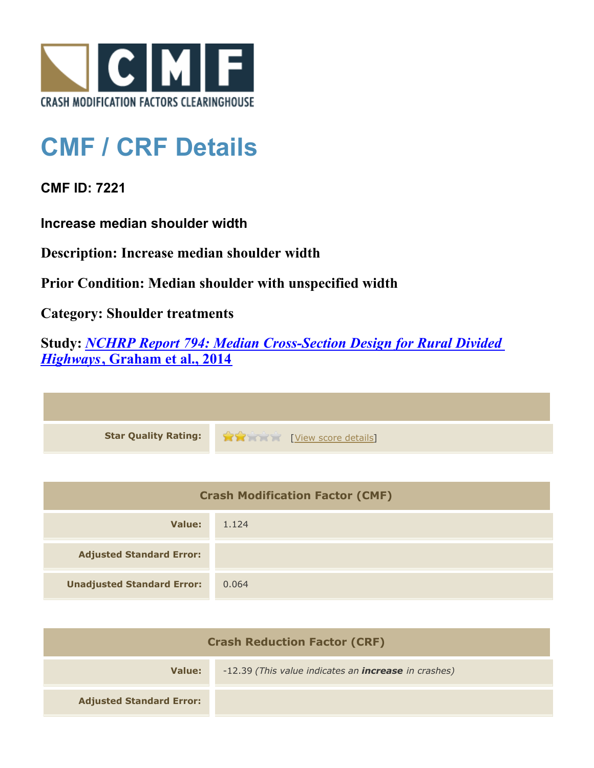# CMF / CRF Details

**CMF ID: 7221**

**Increase median shoulder width**

**Description: Increase median shoulder width**

**Prior Condition: Median shoulder with unspecified width**

**Category: Shoulder treatments**

**Study: *NCHRP Report 794: Median Cross-Section Design for Rural Divided Highways*, Graham et al., 2014**

| | |
|---|---|
| **Star Quality Rating:** | [View score details] |

| Crash Modification Factor (CMF) | |
|---|---|
| **Value:** | 1.124 |
| **Adjusted Standard Error:** | |
| **Unadjusted Standard Error:** | 0.064 |

| Crash Reduction Factor (CRF) | |
|---|---|
| **Value:** | -12.39 *(This value indicates an **increase** in crashes)* |
| **Adjusted Standard Error:** | |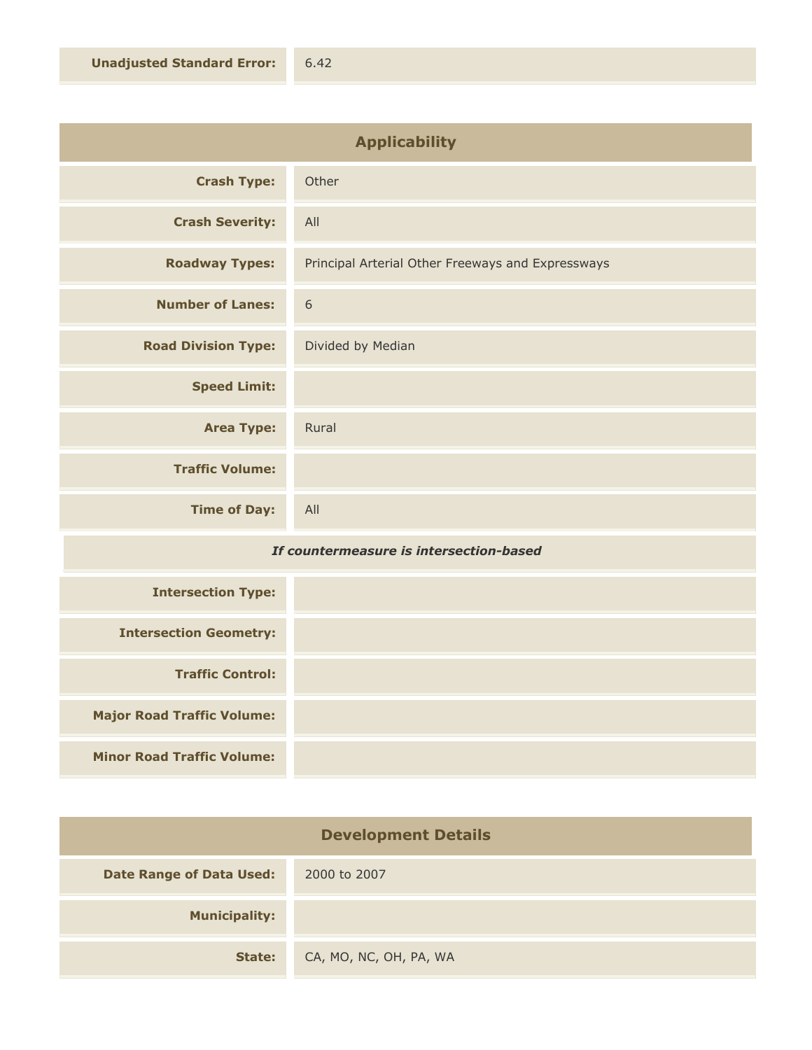| | |
|---|---|
| **Unadjusted Standard Error:** | 6.42 |

## Applicability

| | |
|---|---|
| **Crash Type:** | Other |
| **Crash Severity:** | All |
| **Roadway Types:** | Principal Arterial Other Freeways and Expressways |
| **Number of Lanes:** | 6 |
| **Road Division Type:** | Divided by Median |
| **Speed Limit:** | |
| **Area Type:** | Rural |
| **Traffic Volume:** | |
| **Time of Day:** | All |

***If countermeasure is intersection-based***

| | |
|---|---|
| **Intersection Type:** | |
| **Intersection Geometry:** | |
| **Traffic Control:** | |
| **Major Road Traffic Volume:** | |
| **Minor Road Traffic Volume:** | |

## Development Details

| | |
|---|---|
| **Date Range of Data Used:** | 2000 to 2007 |
| **Municipality:** | |
| **State:** | CA, MO, NC, OH, PA, WA |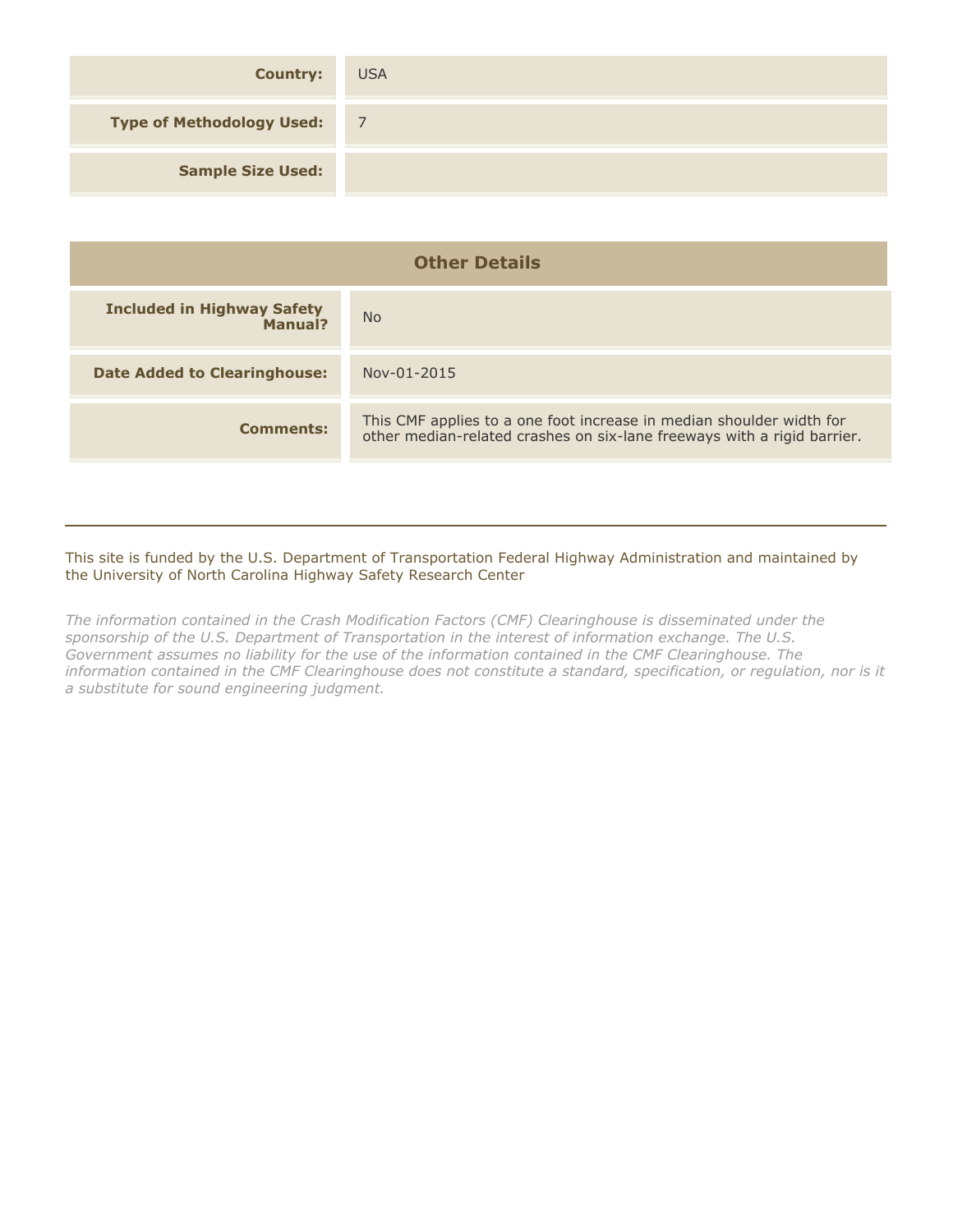| | |
|---|---|
| **Country:** | USA |
| **Type of Methodology Used:** | 7 |
| **Sample Size Used:** | |

## Other Details

| | |
|---|---|
| **Included in Highway Safety Manual?** | No |
| **Date Added to Clearinghouse:** | Nov-01-2015 |
| **Comments:** | This CMF applies to a one foot increase in median shoulder width for other median-related crashes on six-lane freeways with a rigid barrier. |

---

This site is funded by the U.S. Department of Transportation Federal Highway Administration and maintained by the University of North Carolina Highway Safety Research Center

*The information contained in the Crash Modification Factors (CMF) Clearinghouse is disseminated under the sponsorship of the U.S. Department of Transportation in the interest of information exchange. The U.S. Government assumes no liability for the use of the information contained in the CMF Clearinghouse. The information contained in the CMF Clearinghouse does not constitute a standard, specification, or regulation, nor is it a substitute for sound engineering judgment.*